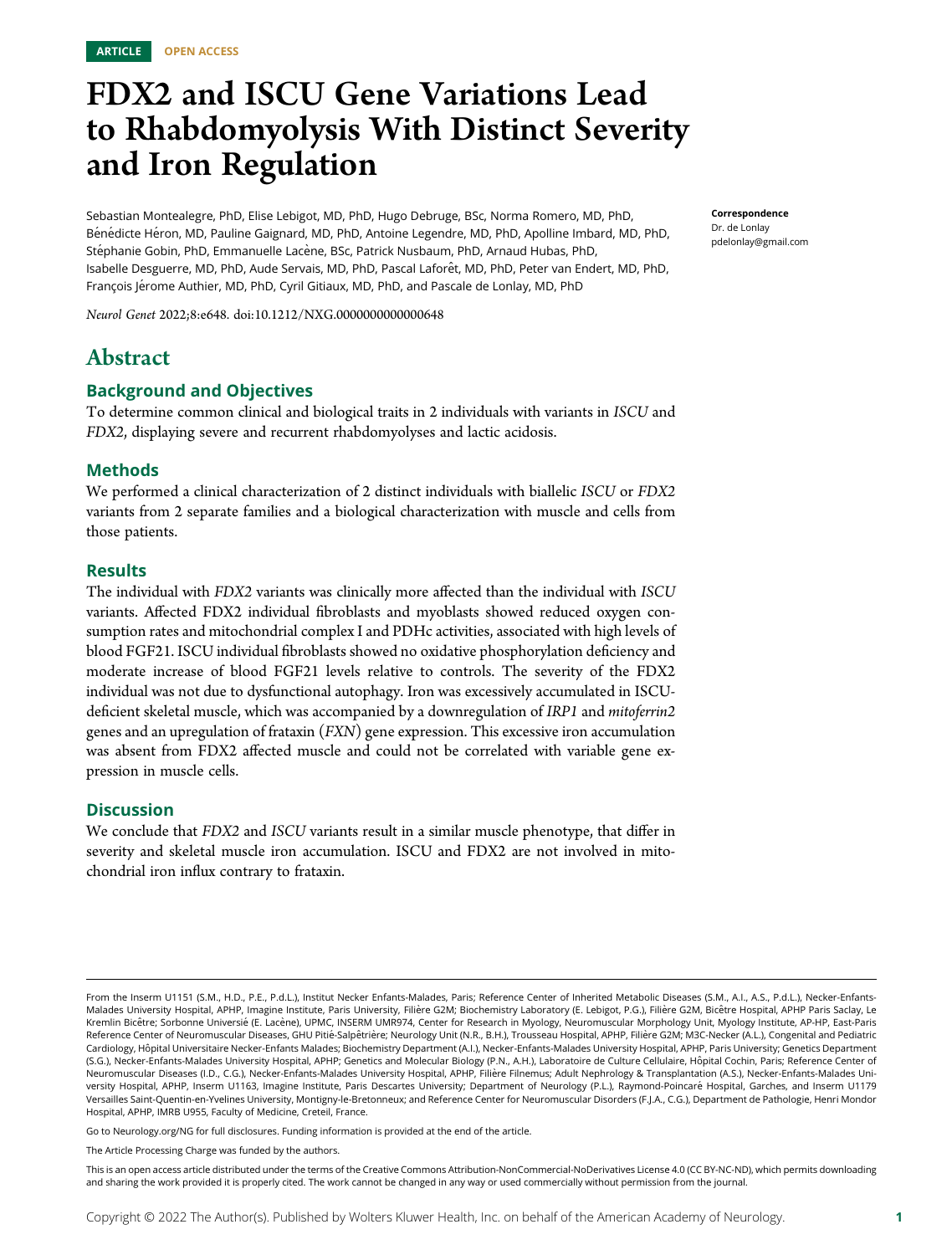ARTICLE OPEN ACCESS

# FDX2 and ISCU Gene Variations Lead to Rhabdomyolysis With Distinct Severity and Iron Regulation

Sebastian Montealegre, PhD, Elise Lebigot, MD, PhD, Hugo Debruge, BSc, Norma Romero, MD, PhD, Bénédicte Héron, MD, Pauline Gaignard, MD, PhD, Antoine Legendre, MD, PhD, Apolline Imbard, MD, PhD, Stéphanie Gobin, PhD, Emmanuelle Lacène, BSc, Patrick Nusbaum, PhD, Arnaud Hubas, PhD, Isabelle Desguerre, MD, PhD, Aude Servais, MD, PhD, Pascal Laforêt, MD, PhD, Peter van Endert, MD, PhD, François Jérome Authier, MD, PhD, Cyril Gitiaux, MD, PhD, and Pascale de Lonlay, MD, PhD

**Correspondence**
Dr. de Lonlay
pdelonlay@gmail.com

*Neurol Genet* 2022;8:e648. doi:10.1212/NXG.0000000000000648

## Abstract

### Background and Objectives

To determine common clinical and biological traits in 2 individuals with variants in *ISCU* and *FDX2*, displaying severe and recurrent rhabdomyolyses and lactic acidosis.

### Methods

We performed a clinical characterization of 2 distinct individuals with biallelic *ISCU* or *FDX2* variants from 2 separate families and a biological characterization with muscle and cells from those patients.

### Results

The individual with *FDX2* variants was clinically more affected than the individual with *ISCU* variants. Affected FDX2 individual fibroblasts and myoblasts showed reduced oxygen consumption rates and mitochondrial complex I and PDHc activities, associated with high levels of blood FGF21. ISCU individual fibroblasts showed no oxidative phosphorylation deficiency and moderate increase of blood FGF21 levels relative to controls. The severity of the FDX2 individual was not due to dysfunctional autophagy. Iron was excessively accumulated in ISCU-deficient skeletal muscle, which was accompanied by a downregulation of *IRP1* and *mitoferrin2* genes and an upregulation of frataxin (*FXN*) gene expression. This excessive iron accumulation was absent from FDX2 affected muscle and could not be correlated with variable gene expression in muscle cells.

### Discussion

We conclude that *FDX2* and *ISCU* variants result in a similar muscle phenotype, that differ in severity and skeletal muscle iron accumulation. ISCU and FDX2 are not involved in mitochondrial iron influx contrary to frataxin.

From the Inserm U1151 (S.M., H.D., P.E., P.d.L.), Institut Necker Enfants-Malades, Paris; Reference Center of Inherited Metabolic Diseases (S.M., A.I., A.S., P.d.L.), Necker-Enfants-Malades University Hospital, APHP, Imagine Institute, Paris University, Filière G2M; Biochemistry Laboratory (E. Lebigot, P.G.), Filière G2M, Bicêtre Hospital, APHP Paris Saclay, Le Kremlin Bicêtre; Sorbonne Universié (E. Lacène), UPMC, INSERM UMR974, Center for Research in Myology, Neuromuscular Morphology Unit, Myology Institute, AP-HP, East-Paris Reference Center of Neuromuscular Diseases, GHU Pitié-Salpêtrière; Neurology Unit (N.R., B.H.), Trousseau Hospital, APHP, Filière G2M; M3C-Necker (A.L.), Congenital and Pediatric Cardiology, Hôpital Universitaire Necker-Enfants Malades; Biochemistry Department (A.I.), Necker-Enfants-Malades University Hospital, APHP, Paris University; Genetics Department (S.G.), Necker-Enfants-Malades University Hospital, APHP; Genetics and Molecular Biology (P.N., A.H.), Laboratoire de Culture Cellulaire, Hôpital Cochin, Paris; Reference Center of Neuromuscular Diseases (I.D., C.G.), Necker-Enfants-Malades University Hospital, APHP, Filière Filnemus; Adult Nephrology & Transplantation (A.S.), Necker-Enfants-Malades University Hospital, APHP, Inserm U1163, Imagine Institute, Paris Descartes University; Department of Neurology (P.L.), Raymond-Poincaré Hospital, Garches, and Inserm U1179 Versailles Saint-Quentin-en-Yvelines University, Montigny-le-Bretonneux; and Reference Center for Neuromuscular Disorders (F.J.A., C.G.), Department de Pathologie, Henri Mondor Hospital, APHP, IMRB U955, Faculty of Medicine, Creteil, France.

Go to Neurology.org/NG for full disclosures. Funding information is provided at the end of the article.

The Article Processing Charge was funded by the authors.

This is an open access article distributed under the terms of the Creative Commons Attribution-NonCommercial-NoDerivatives License 4.0 (CC BY-NC-ND), which permits downloading and sharing the work provided it is properly cited. The work cannot be changed in any way or used commercially without permission from the journal.

Copyright © 2022 The Author(s). Published by Wolters Kluwer Health, Inc. on behalf of the American Academy of Neurology.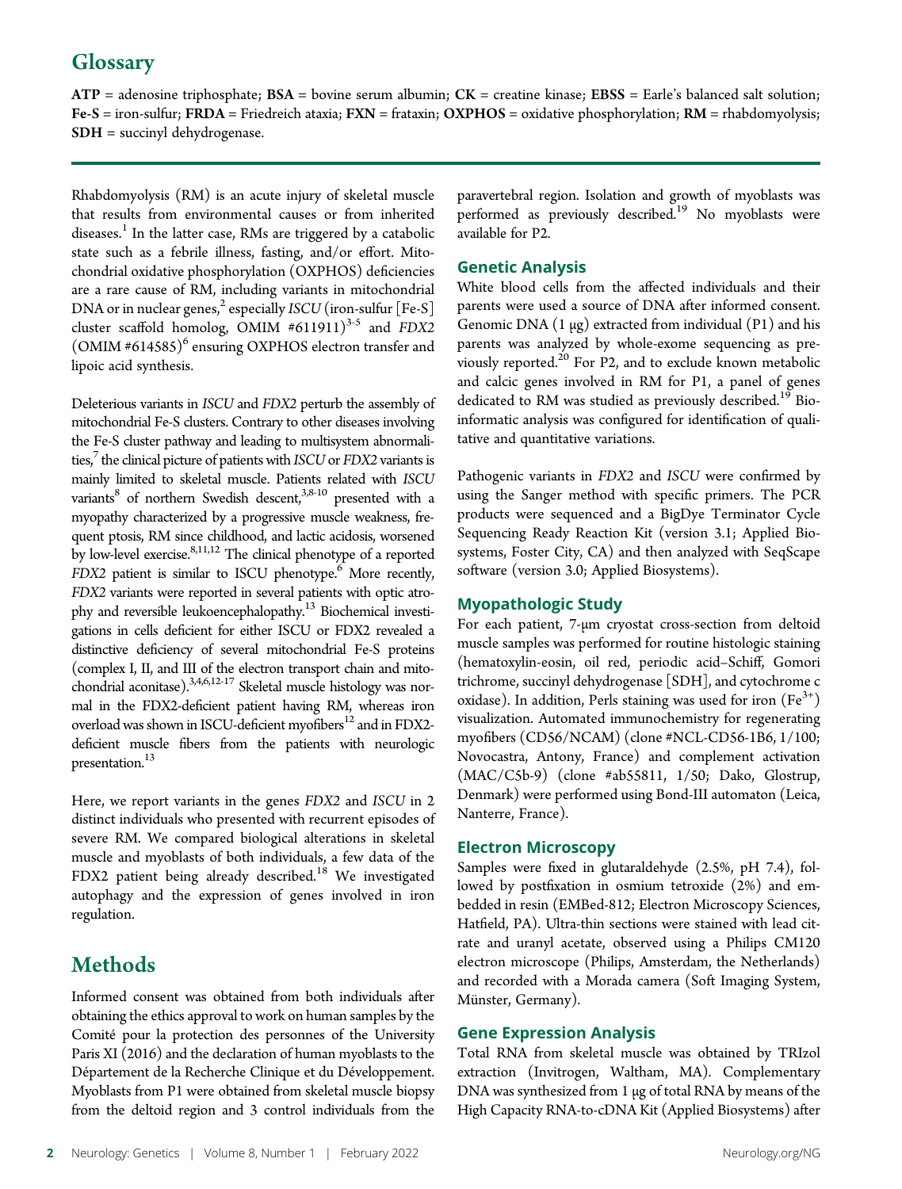## Glossary

**ATP** = adenosine triphosphate; **BSA** = bovine serum albumin; **CK** = creatine kinase; **EBSS** = Earle's balanced salt solution; **Fe-S** = iron-sulfur; **FRDA** = Friedreich ataxia; **FXN** = frataxin; **OXPHOS** = oxidative phosphorylation; **RM** = rhabdomyolysis; **SDH** = succinyl dehydrogenase.

Rhabdomyolysis (RM) is an acute injury of skeletal muscle that results from environmental causes or from inherited diseases.[1] In the latter case, RMs are triggered by a catabolic state such as a febrile illness, fasting, and/or effort. Mitochondrial oxidative phosphorylation (OXPHOS) deficiencies are a rare cause of RM, including variants in mitochondrial DNA or in nuclear genes,[2] especially *ISCU* (iron-sulfur [Fe-S] cluster scaffold homolog, OMIM #611911)[3-5] and *FDX2* (OMIM #614585)[6] ensuring OXPHOS electron transfer and lipoic acid synthesis.

Deleterious variants in *ISCU* and *FDX2* perturb the assembly of mitochondrial Fe-S clusters. Contrary to other diseases involving the Fe-S cluster pathway and leading to multisystem abnormalities,[7] the clinical picture of patients with *ISCU* or *FDX2* variants is mainly limited to skeletal muscle. Patients related with *ISCU* variants[8] of northern Swedish descent,[3,8-10] presented with a myopathy characterized by a progressive muscle weakness, frequent ptosis, RM since childhood, and lactic acidosis, worsened by low-level exercise.[8,11,12] The clinical phenotype of a reported *FDX2* patient is similar to ISCU phenotype.[6] More recently, *FDX2* variants were reported in several patients with optic atrophy and reversible leukoencephalopathy.[13] Biochemical investigations in cells deficient for either ISCU or FDX2 revealed a distinctive deficiency of several mitochondrial Fe-S proteins (complex I, II, and III of the electron transport chain and mitochondrial aconitase).[3,4,6,12-17] Skeletal muscle histology was normal in the FDX2-deficient patient having RM, whereas iron overload was shown in ISCU-deficient myofibers[12] and in FDX2-deficient muscle fibers from the patients with neurologic presentation.[13]

Here, we report variants in the genes *FDX2* and *ISCU* in 2 distinct individuals who presented with recurrent episodes of severe RM. We compared biological alterations in skeletal muscle and myoblasts of both individuals, a few data of the FDX2 patient being already described.[18] We investigated autophagy and the expression of genes involved in iron regulation.

# Methods

Informed consent was obtained from both individuals after obtaining the ethics approval to work on human samples by the Comité pour la protection des personnes of the University Paris XI (2016) and the declaration of human myoblasts to the Département de la Recherche Clinique et du Développement. Myoblasts from P1 were obtained from skeletal muscle biopsy from the deltoid region and 3 control individuals from the paravertebral region. Isolation and growth of myoblasts was performed as previously described.[19] No myoblasts were available for P2.

## Genetic Analysis

White blood cells from the affected individuals and their parents were used a source of DNA after informed consent. Genomic DNA (1 μg) extracted from individual (P1) and his parents was analyzed by whole-exome sequencing as previously reported.[20] For P2, and to exclude known metabolic and calcic genes involved in RM for P1, a panel of genes dedicated to RM was studied as previously described.[19] Bioinformatic analysis was configured for identification of qualitative and quantitative variations.

Pathogenic variants in *FDX2* and *ISCU* were confirmed by using the Sanger method with specific primers. The PCR products were sequenced and a BigDye Terminator Cycle Sequencing Ready Reaction Kit (version 3.1; Applied Biosystems, Foster City, CA) and then analyzed with SeqScape software (version 3.0; Applied Biosystems).

## Myopathologic Study

For each patient, 7-μm cryostat cross-section from deltoid muscle samples was performed for routine histologic staining (hematoxylin-eosin, oil red, periodic acid–Schiff, Gomori trichrome, succinyl dehydrogenase [SDH], and cytochrome c oxidase). In addition, Perls staining was used for iron ($Fe^{3+}$) visualization. Automated immunochemistry for regenerating myofibers (CD56/NCAM) (clone #NCL-CD56-1B6, 1/100; Novocastra, Antony, France) and complement activation (MAC/C5b-9) (clone #ab55811, 1/50; Dako, Glostrup, Denmark) were performed using Bond-III automaton (Leica, Nanterre, France).

## Electron Microscopy

Samples were fixed in glutaraldehyde (2.5%, pH 7.4), followed by postfixation in osmium tetroxide (2%) and embedded in resin (EMBed-812; Electron Microscopy Sciences, Hatfield, PA). Ultra-thin sections were stained with lead citrate and uranyl acetate, observed using a Philips CM120 electron microscope (Philips, Amsterdam, the Netherlands) and recorded with a Morada camera (Soft Imaging System, Münster, Germany).

## Gene Expression Analysis

Total RNA from skeletal muscle was obtained by TRIzol extraction (Invitrogen, Waltham, MA). Complementary DNA was synthesized from 1 μg of total RNA by means of the High Capacity RNA-to-cDNA Kit (Applied Biosystems) after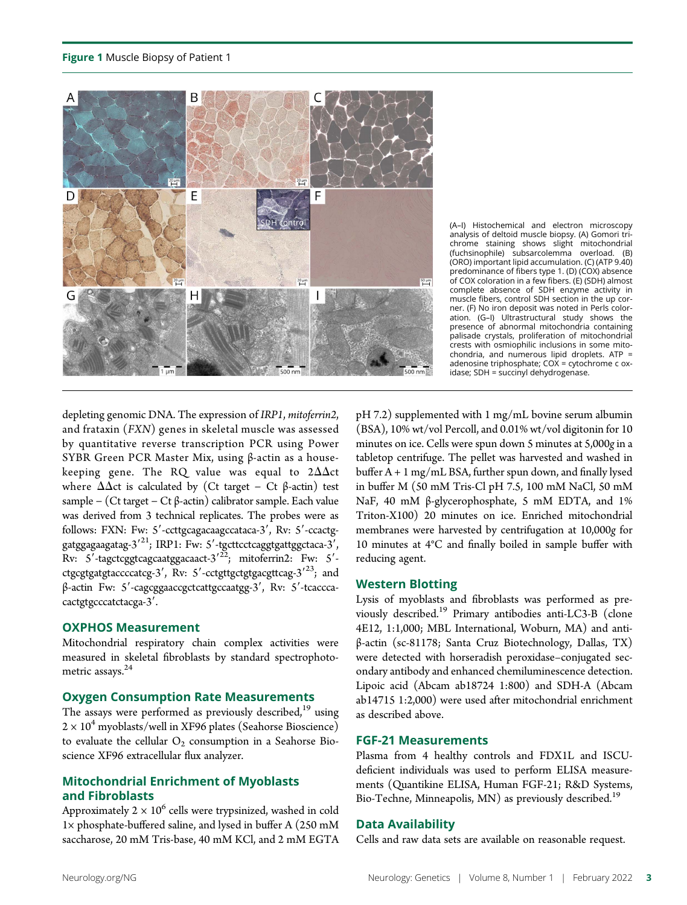**Figure 1** Muscle Biopsy of Patient 1

(A–I) Histochemical and electron microscopy analysis of deltoid muscle biopsy. (A) Gomori trichrome staining shows slight mitochondrial (fuchsinophile) subsarcolemma overload. (B) (ORO) important lipid accumulation. (C) (ATP 9.40) predominance of fibers type 1. (D) (COX) absence of COX coloration in a few fibers. (E) (SDH) almost complete absence of SDH enzyme activity in muscle fibers, control SDH section in the up corner. (F) No iron deposit was noted in Perls coloration. (G–I) Ultrastructural study shows the presence of abnormal mitochondria containing palisade crystals, proliferation of mitochondrial crests with osmiophilic inclusions in some mitochondria, and numerous lipid droplets. ATP = adenosine triphosphate; COX = cytochrome c oxidase; SDH = succinyl dehydrogenase.

depleting genomic DNA. The expression of *IRP1*, *mitoferrin2*, and frataxin (*FXN*) genes in skeletal muscle was assessed by quantitative reverse transcription PCR using Power SYBR Green PCR Master Mix, using β-actin as a housekeeping gene. The RQ value was equal to $2\Delta\Delta ct$ where $\Delta\Delta ct$ is calculated by (Ct target − Ct β-actin) test sample − (Ct target − Ct β-actin) calibrator sample. Each value was derived from 3 technical replicates. The probes were as follows: FXN: Fw: 5′-ccttgcagacaagccataca-3′, Rv: 5′-ccactggatggagaagatag-3′[21]; IRP1: Fw: 5′-tgcttcctcaggtgattggctaca-3′, Rv: 5′-tagctcggtcagcaatggacaact-3′[22]; mitoferrin2: Fw: 5′-ctgcgtgatgtaccccatcg-3′, Rv: 5′-cctgttgctgtgacgttcag-3′[23]; and β-actin Fw: 5′-cagcggaaccgctcattgccaatgg-3′, Rv: 5′-tcacccacactgtgcccatctacga-3′.

## OXPHOS Measurement

Mitochondrial respiratory chain complex activities were measured in skeletal fibroblasts by standard spectrophotometric assays.[24]

## Oxygen Consumption Rate Measurements

The assays were performed as previously described,[19] using $2 \times 10^4$ myoblasts/well in XF96 plates (Seahorse Bioscience) to evaluate the cellular $O_2$ consumption in a Seahorse Bioscience XF96 extracellular flux analyzer.

## Mitochondrial Enrichment of Myoblasts and Fibroblasts

Approximately $2 \times 10^6$ cells were trypsinized, washed in cold 1× phosphate-buffered saline, and lysed in buffer A (250 mM saccharose, 20 mM Tris-base, 40 mM KCl, and 2 mM EGTA pH 7.2) supplemented with 1 mg/mL bovine serum albumin (BSA), 10% wt/vol Percoll, and 0.01% wt/vol digitonin for 10 minutes on ice. Cells were spun down 5 minutes at 5,000*g* in a tabletop centrifuge. The pellet was harvested and washed in buffer A + 1 mg/mL BSA, further spun down, and finally lysed in buffer M (50 mM Tris-Cl pH 7.5, 100 mM NaCl, 50 mM NaF, 40 mM β-glycerophosphate, 5 mM EDTA, and 1% Triton-X100) 20 minutes on ice. Enriched mitochondrial membranes were harvested by centrifugation at 10,000*g* for 10 minutes at 4°C and finally boiled in sample buffer with reducing agent.

## Western Blotting

Lysis of myoblasts and fibroblasts was performed as previously described.[19] Primary antibodies anti-LC3-B (clone 4E12, 1:1,000; MBL International, Woburn, MA) and anti-β-actin (sc-81178; Santa Cruz Biotechnology, Dallas, TX) were detected with horseradish peroxidase–conjugated secondary antibody and enhanced chemiluminescence detection. Lipoic acid (Abcam ab18724 1:800) and SDH-A (Abcam ab14715 1:2,000) were used after mitochondrial enrichment as described above.

## FGF-21 Measurements

Plasma from 4 healthy controls and FDX1L and ISCU-deficient individuals was used to perform ELISA measurements (Quantikine ELISA, Human FGF-21; R&D Systems, Bio-Techne, Minneapolis, MN) as previously described.[19]

## Data Availability

Cells and raw data sets are available on reasonable request.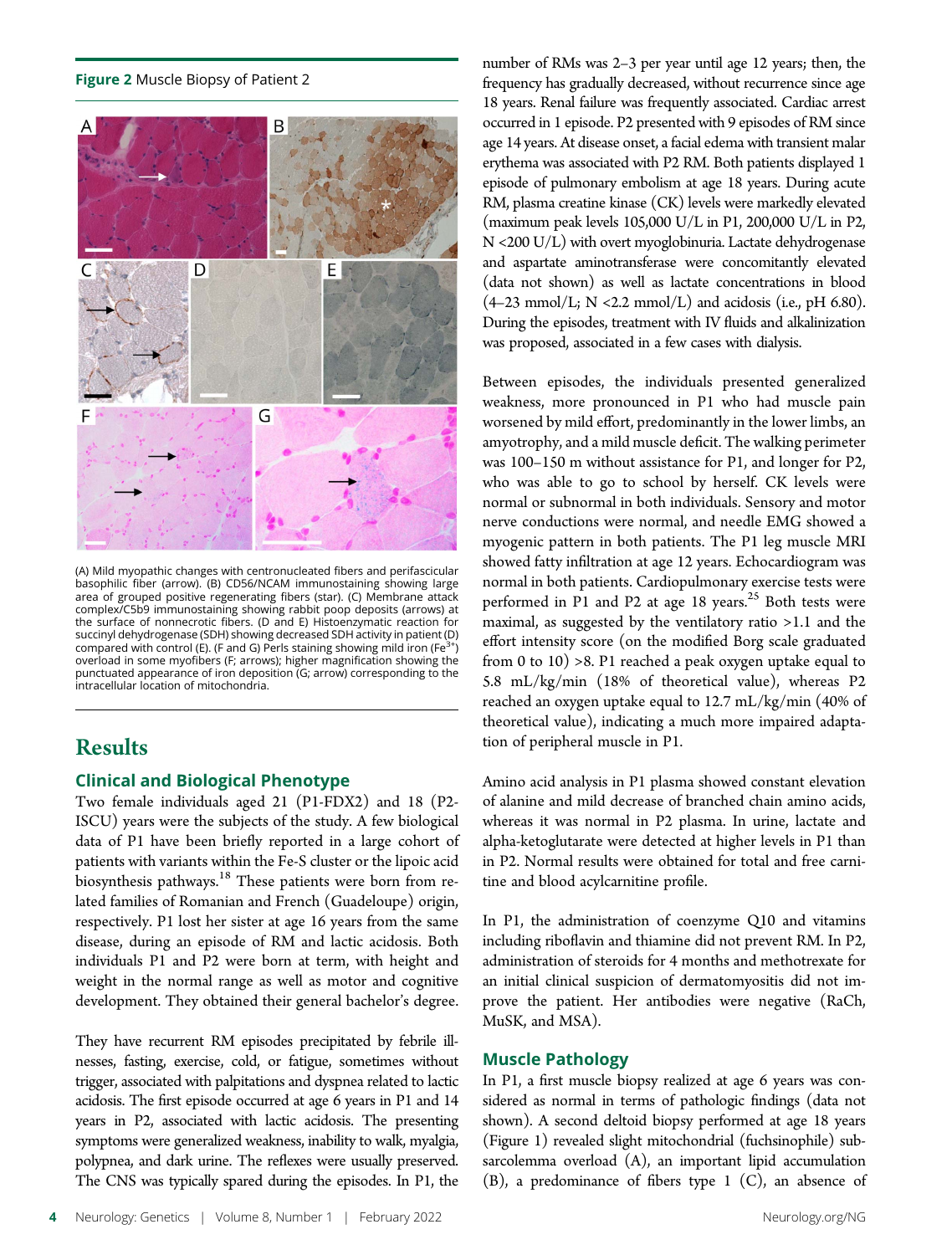**Figure 2** Muscle Biopsy of Patient 2

(A) Mild myopathic changes with centronucleated fibers and perifascicular basophilic fiber (arrow). (B) CD56/NCAM immunostaining showing large area of grouped positive regenerating fibers (star). (C) Membrane attack complex/C5b9 immunostaining showing rabbit poop deposits (arrows) at the surface of nonnecrotic fibers. (D and E) Histoenzymatic reaction for succinyl dehydrogenase (SDH) showing decreased SDH activity in patient (D) compared with control (E). (F and G) Perls staining showing mild iron ($Fe^{3+}$) overload in some myofibers (F; arrows); higher magnification showing the punctuated appearance of iron deposition (G; arrow) corresponding to the intracellular location of mitochondria.

# Results

## Clinical and Biological Phenotype

Two female individuals aged 21 (P1-FDX2) and 18 (P2-ISCU) years were the subjects of the study. A few biological data of P1 have been briefly reported in a large cohort of patients with variants within the Fe-S cluster or the lipoic acid biosynthesis pathways.[18] These patients were born from related families of Romanian and French (Guadeloupe) origin, respectively. P1 lost her sister at age 16 years from the same disease, during an episode of RM and lactic acidosis. Both individuals P1 and P2 were born at term, with height and weight in the normal range as well as motor and cognitive development. They obtained their general bachelor's degree.

They have recurrent RM episodes precipitated by febrile illnesses, fasting, exercise, cold, or fatigue, sometimes without trigger, associated with palpitations and dyspnea related to lactic acidosis. The first episode occurred at age 6 years in P1 and 14 years in P2, associated with lactic acidosis. The presenting symptoms were generalized weakness, inability to walk, myalgia, polypnea, and dark urine. The reflexes were usually preserved. The CNS was typically spared during the episodes. In P1, the number of RMs was 2–3 per year until age 12 years; then, the frequency has gradually decreased, without recurrence since age 18 years. Renal failure was frequently associated. Cardiac arrest occurred in 1 episode. P2 presented with 9 episodes of RM since age 14 years. At disease onset, a facial edema with transient malar erythema was associated with P2 RM. Both patients displayed 1 episode of pulmonary embolism at age 18 years. During acute RM, plasma creatine kinase (CK) levels were markedly elevated (maximum peak levels 105,000 U/L in P1, 200,000 U/L in P2, N <200 U/L) with overt myoglobinuria. Lactate dehydrogenase and aspartate aminotransferase were concomitantly elevated (data not shown) as well as lactate concentrations in blood (4–23 mmol/L; N <2.2 mmol/L) and acidosis (i.e., pH 6.80). During the episodes, treatment with IV fluids and alkalinization was proposed, associated in a few cases with dialysis.

Between episodes, the individuals presented generalized weakness, more pronounced in P1 who had muscle pain worsened by mild effort, predominantly in the lower limbs, an amyotrophy, and a mild muscle deficit. The walking perimeter was 100–150 m without assistance for P1, and longer for P2, who was able to go to school by herself. CK levels were normal or subnormal in both individuals. Sensory and motor nerve conductions were normal, and needle EMG showed a myogenic pattern in both patients. The P1 leg muscle MRI showed fatty infiltration at age 12 years. Echocardiogram was normal in both patients. Cardiopulmonary exercise tests were performed in P1 and P2 at age 18 years.[25] Both tests were maximal, as suggested by the ventilatory ratio >1.1 and the effort intensity score (on the modified Borg scale graduated from 0 to 10) >8. P1 reached a peak oxygen uptake equal to 5.8 mL/kg/min (18% of theoretical value), whereas P2 reached an oxygen uptake equal to 12.7 mL/kg/min (40% of theoretical value), indicating a much more impaired adaptation of peripheral muscle in P1.

Amino acid analysis in P1 plasma showed constant elevation of alanine and mild decrease of branched chain amino acids, whereas it was normal in P2 plasma. In urine, lactate and alpha-ketoglutarate were detected at higher levels in P1 than in P2. Normal results were obtained for total and free carnitine and blood acylcarnitine profile.

In P1, the administration of coenzyme Q10 and vitamins including riboflavin and thiamine did not prevent RM. In P2, administration of steroids for 4 months and methotrexate for an initial clinical suspicion of dermatomyositis did not improve the patient. Her antibodies were negative (RaCh, MuSK, and MSA).

## Muscle Pathology

In P1, a first muscle biopsy realized at age 6 years was considered as normal in terms of pathologic findings (data not shown). A second deltoid biopsy performed at age 18 years (Figure 1) revealed slight mitochondrial (fuchsinophile) subsarcolemma overload (A), an important lipid accumulation (B), a predominance of fibers type 1 (C), an absence of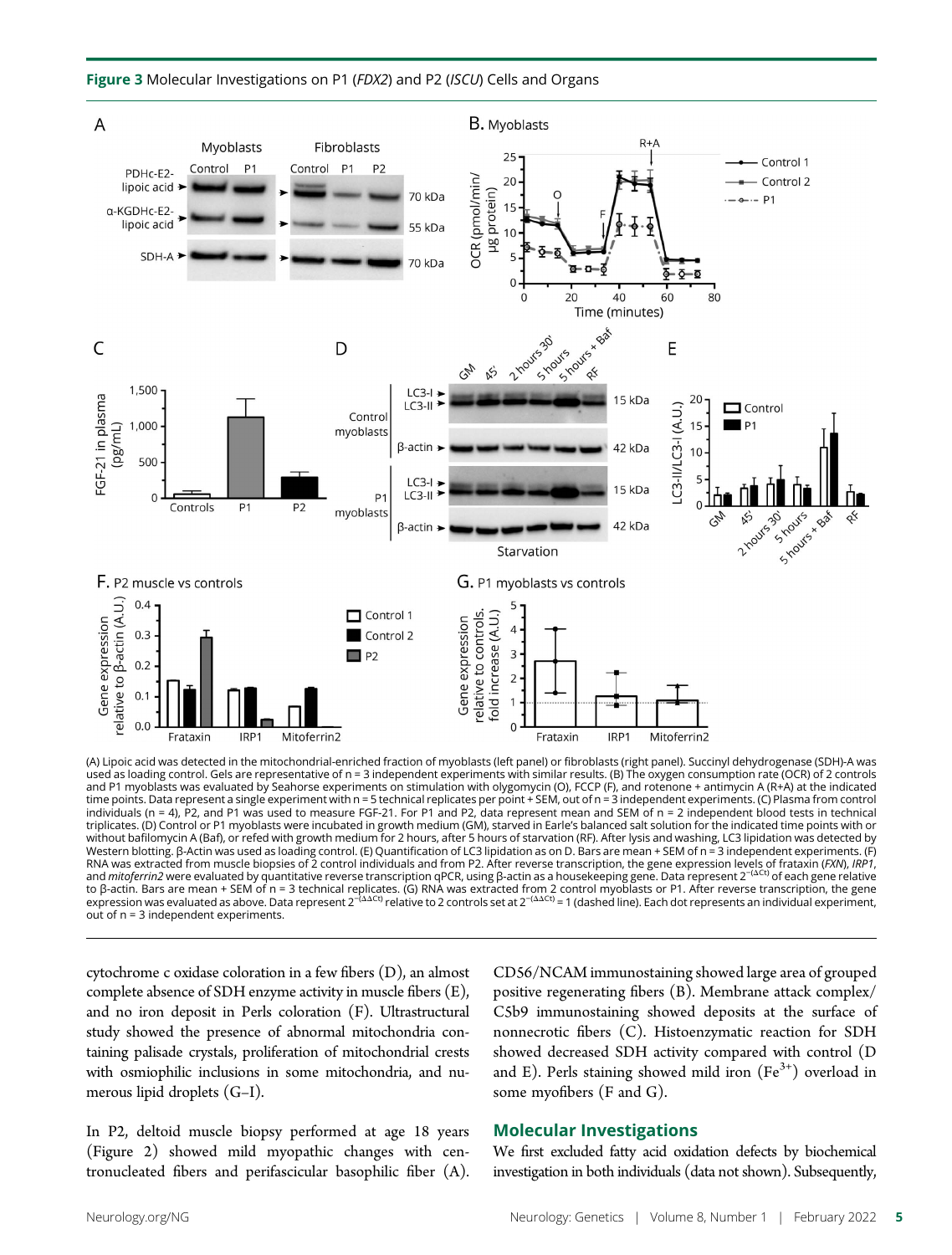**Figure 3** Molecular Investigations on P1 (*FDX2*) and P2 (*ISCU*) Cells and Organs

(A) Lipoic acid was detected in the mitochondrial-enriched fraction of myoblasts (left panel) or fibroblasts (right panel). Succinyl dehydrogenase (SDH)-A was used as loading control. Gels are representative of n = 3 independent experiments with similar results. (B) The oxygen consumption rate (OCR) of 2 controls and P1 myoblasts was evaluated by Seahorse experiments on stimulation with olygomycin (O), FCCP (F), and rotenone + antimycin A (R+A) at the indicated time points. Data represent a single experiment with n = 5 technical replicates per point + SEM, out of n = 3 independent experiments. (C) Plasma from control individuals (n = 4), P2, and P1 was used to measure FGF-21. For P1 and P2, data represent mean and SEM of n = 2 independent blood tests in technical triplicates. (D) Control or P1 myoblasts were incubated in growth medium (GM), starved in Earle's balanced salt solution for the indicated time points with or without bafilomycin A (Baf), or refed with growth medium for 2 hours, after 5 hours of starvation (RF). After lysis and washing, LC3 lipidation was detected by Western blotting. β-Actin was used as loading control. (E) Quantification of LC3 lipidation as on D. Bars are mean + SEM of n = 3 independent experiments. (F) RNA was extracted from muscle biopsies of 2 control individuals and from P2. After reverse transcription, the gene expression levels of frataxin (*FXN*), *IRP1*, and *mitoferrin2* were evaluated by quantitative reverse transcription qPCR, using β-actin as a housekeeping gene. Data represent $2^{-(\Delta Ct)}$ of each gene relative to β-actin. Bars are mean + SEM of n = 3 technical replicates. (G) RNA was extracted from 2 control myoblasts or P1. After reverse transcription, the gene expression was evaluated as above. Data represent $2^{-(\Delta\Delta Ct)}$ relative to 2 controls set at $2^{-(\Delta\Delta Ct)} = 1$ (dashed line). Each dot represents an individual experiment, out of n = 3 independent experiments.

cytochrome c oxidase coloration in a few fibers (D), an almost complete absence of SDH enzyme activity in muscle fibers (E), and no iron deposit in Perls coloration (F). Ultrastructural study showed the presence of abnormal mitochondria containing palisade crystals, proliferation of mitochondrial crests with osmiophilic inclusions in some mitochondria, and numerous lipid droplets (G–I).

In P2, deltoid muscle biopsy performed at age 18 years (Figure 2) showed mild myopathic changes with centronucleated fibers and perifascicular basophilic fiber (A). CD56/NCAM immunostaining showed large area of grouped positive regenerating fibers (B). Membrane attack complex/C5b9 immunostaining showed deposits at the surface of nonnecrotic fibers (C). Histoenzymatic reaction for SDH showed decreased SDH activity compared with control (D and E). Perls staining showed mild iron ($Fe^{3+}$) overload in some myofibers (F and G).

## Molecular Investigations

We first excluded fatty acid oxidation defects by biochemical investigation in both individuals (data not shown). Subsequently,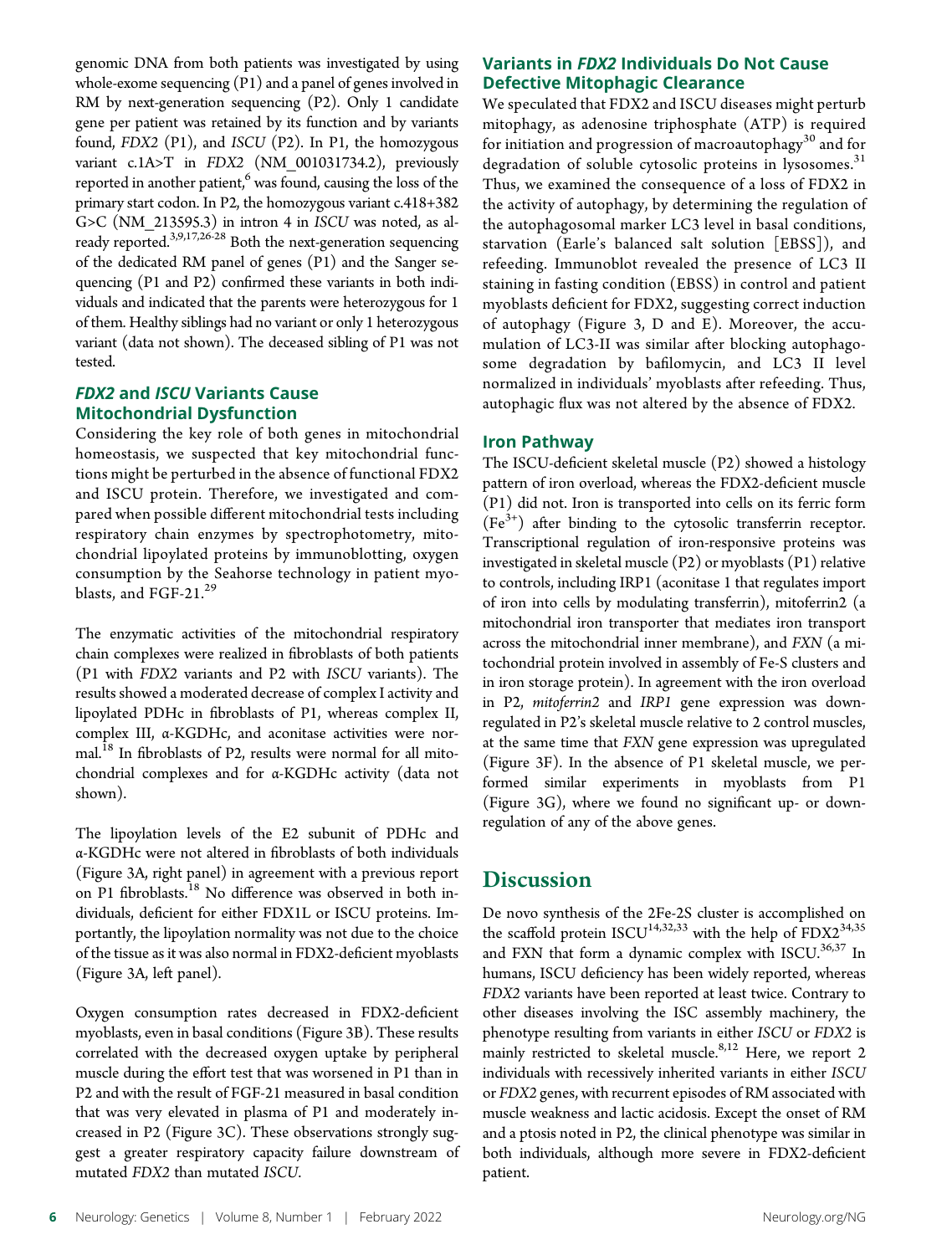genomic DNA from both patients was investigated by using whole-exome sequencing (P1) and a panel of genes involved in RM by next-generation sequencing (P2). Only 1 candidate gene per patient was retained by its function and by variants found, *FDX2* (P1), and *ISCU* (P2). In P1, the homozygous variant c.1A>T in *FDX2* (NM_001031734.2), previously reported in another patient,[6] was found, causing the loss of the primary start codon. In P2, the homozygous variant c.418+382 G>C (NM_213595.3) in intron 4 in *ISCU* was noted, as already reported.[3,9,17,26-28] Both the next-generation sequencing of the dedicated RM panel of genes (P1) and the Sanger sequencing (P1 and P2) confirmed these variants in both individuals and indicated that the parents were heterozygous for 1 of them. Healthy siblings had no variant or only 1 heterozygous variant (data not shown). The deceased sibling of P1 was not tested.

## *FDX2* and *ISCU* Variants Cause Mitochondrial Dysfunction

Considering the key role of both genes in mitochondrial homeostasis, we suspected that key mitochondrial functions might be perturbed in the absence of functional FDX2 and ISCU protein. Therefore, we investigated and compared when possible different mitochondrial tests including respiratory chain enzymes by spectrophotometry, mitochondrial lipoylated proteins by immunoblotting, oxygen consumption by the Seahorse technology in patient myoblasts, and FGF-21.[29]

The enzymatic activities of the mitochondrial respiratory chain complexes were realized in fibroblasts of both patients (P1 with *FDX2* variants and P2 with *ISCU* variants). The results showed a moderated decrease of complex I activity and lipoylated PDHc in fibroblasts of P1, whereas complex II, complex III, α-KGDHc, and aconitase activities were normal.[18] In fibroblasts of P2, results were normal for all mitochondrial complexes and for α-KGDHc activity (data not shown).

The lipoylation levels of the E2 subunit of PDHc and α-KGDHc were not altered in fibroblasts of both individuals (Figure 3A, right panel) in agreement with a previous report on P1 fibroblasts.[18] No difference was observed in both individuals, deficient for either FDX1L or ISCU proteins. Importantly, the lipoylation normality was not due to the choice of the tissue as it was also normal in FDX2-deficient myoblasts (Figure 3A, left panel).

Oxygen consumption rates decreased in FDX2-deficient myoblasts, even in basal conditions (Figure 3B). These results correlated with the decreased oxygen uptake by peripheral muscle during the effort test that was worsened in P1 than in P2 and with the result of FGF-21 measured in basal condition that was very elevated in plasma of P1 and moderately increased in P2 (Figure 3C). These observations strongly suggest a greater respiratory capacity failure downstream of mutated *FDX2* than mutated *ISCU*.

## Variants in *FDX2* Individuals Do Not Cause Defective Mitophagic Clearance

We speculated that FDX2 and ISCU diseases might perturb mitophagy, as adenosine triphosphate (ATP) is required for initiation and progression of macroautophagy[30] and for degradation of soluble cytosolic proteins in lysosomes.[31] Thus, we examined the consequence of a loss of FDX2 in the activity of autophagy, by determining the regulation of the autophagosomal marker LC3 level in basal conditions, starvation (Earle's balanced salt solution [EBSS]), and refeeding. Immunoblot revealed the presence of LC3 II staining in fasting condition (EBSS) in control and patient myoblasts deficient for FDX2, suggesting correct induction of autophagy (Figure 3, D and E). Moreover, the accumulation of LC3-II was similar after blocking autophagosome degradation by bafilomycin, and LC3 II level normalized in individuals' myoblasts after refeeding. Thus, autophagic flux was not altered by the absence of FDX2.

## Iron Pathway

The ISCU-deficient skeletal muscle (P2) showed a histology pattern of iron overload, whereas the FDX2-deficient muscle (P1) did not. Iron is transported into cells on its ferric form ($Fe^{3+}$) after binding to the cytosolic transferrin receptor. Transcriptional regulation of iron-responsive proteins was investigated in skeletal muscle (P2) or myoblasts (P1) relative to controls, including IRP1 (aconitase 1 that regulates import of iron into cells by modulating transferrin), mitoferrin2 (a mitochondrial iron transporter that mediates iron transport across the mitochondrial inner membrane), and *FXN* (a mitochondrial protein involved in assembly of Fe-S clusters and in iron storage protein). In agreement with the iron overload in P2, *mitoferrin2* and *IRP1* gene expression was downregulated in P2's skeletal muscle relative to 2 control muscles, at the same time that *FXN* gene expression was upregulated (Figure 3F). In the absence of P1 skeletal muscle, we performed similar experiments in myoblasts from P1 (Figure 3G), where we found no significant up- or downregulation of any of the above genes.

# Discussion

De novo synthesis of the 2Fe-2S cluster is accomplished on the scaffold protein ISCU[14,32,33] with the help of FDX2[34,35] and FXN that form a dynamic complex with ISCU.[36,37] In humans, ISCU deficiency has been widely reported, whereas *FDX2* variants have been reported at least twice. Contrary to other diseases involving the ISC assembly machinery, the phenotype resulting from variants in either *ISCU* or *FDX2* is mainly restricted to skeletal muscle.[8,12] Here, we report 2 individuals with recessively inherited variants in either *ISCU* or *FDX2* genes, with recurrent episodes of RM associated with muscle weakness and lactic acidosis. Except the onset of RM and a ptosis noted in P2, the clinical phenotype was similar in both individuals, although more severe in FDX2-deficient patient.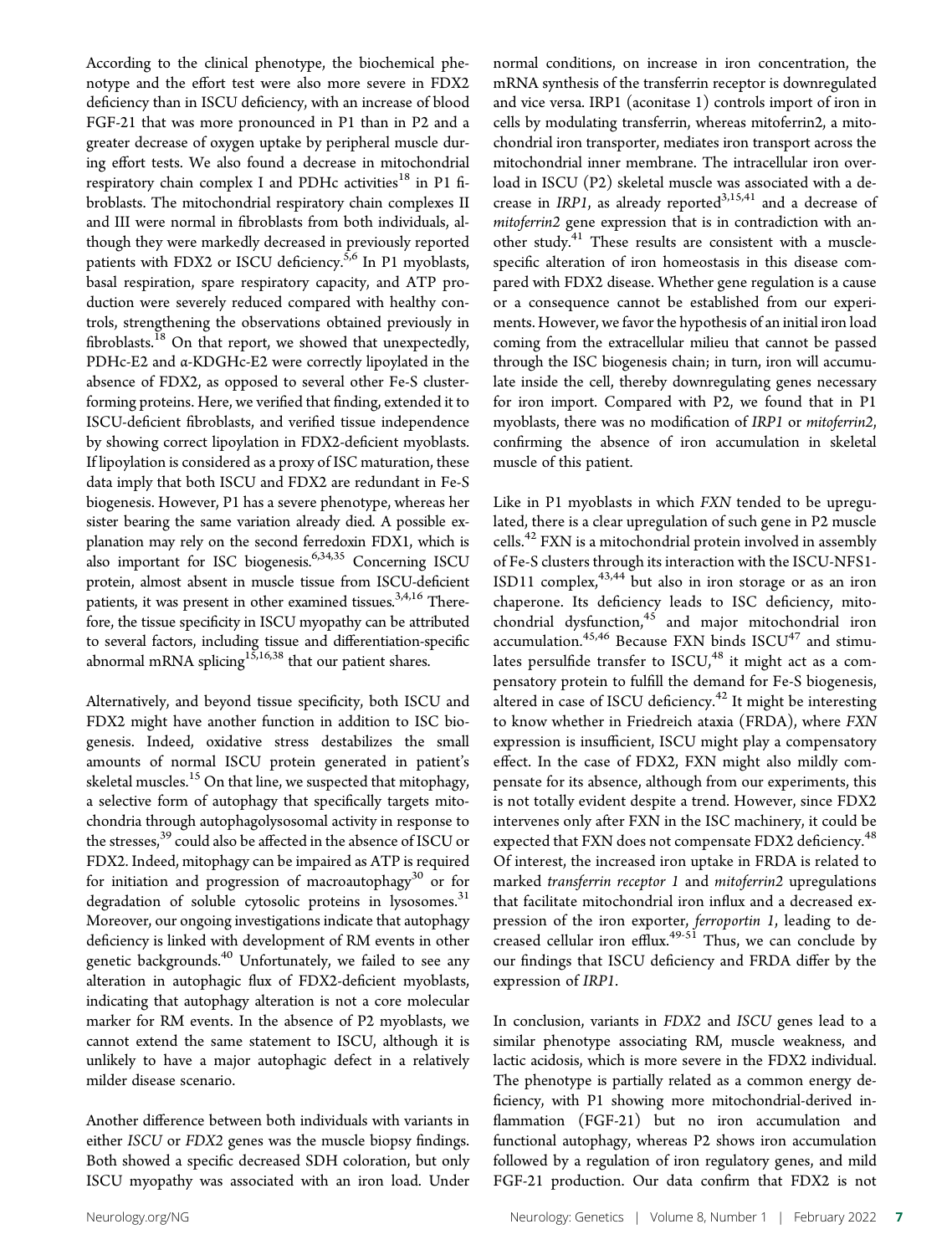According to the clinical phenotype, the biochemical phenotype and the effort test were also more severe in FDX2 deficiency than in ISCU deficiency, with an increase of blood FGF-21 that was more pronounced in P1 than in P2 and a greater decrease of oxygen uptake by peripheral muscle during effort tests. We also found a decrease in mitochondrial respiratory chain complex I and PDHc activities[18] in P1 fibroblasts. The mitochondrial respiratory chain complexes II and III were normal in fibroblasts from both individuals, although they were markedly decreased in previously reported patients with FDX2 or ISCU deficiency.[5,6] In P1 myoblasts, basal respiration, spare respiratory capacity, and ATP production were severely reduced compared with healthy controls, strengthening the observations obtained previously in fibroblasts.[18] On that report, we showed that unexpectedly, PDHc-E2 and α-KDGHc-E2 were correctly lipoylated in the absence of FDX2, as opposed to several other Fe-S cluster-forming proteins. Here, we verified that finding, extended it to ISCU-deficient fibroblasts, and verified tissue independence by showing correct lipoylation in FDX2-deficient myoblasts. If lipoylation is considered as a proxy of ISC maturation, these data imply that both ISCU and FDX2 are redundant in Fe-S biogenesis. However, P1 has a severe phenotype, whereas her sister bearing the same variation already died. A possible explanation may rely on the second ferredoxin FDX1, which is also important for ISC biogenesis.[6,34,35] Concerning ISCU protein, almost absent in muscle tissue from ISCU-deficient patients, it was present in other examined tissues.[3,4,16] Therefore, the tissue specificity in ISCU myopathy can be attributed to several factors, including tissue and differentiation-specific abnormal mRNA splicing[15,16,38] that our patient shares.

Alternatively, and beyond tissue specificity, both ISCU and FDX2 might have another function in addition to ISC biogenesis. Indeed, oxidative stress destabilizes the small amounts of normal ISCU protein generated in patient's skeletal muscles.[15] On that line, we suspected that mitophagy, a selective form of autophagy that specifically targets mitochondria through autophagolysosomal activity in response to the stresses,[39] could also be affected in the absence of ISCU or FDX2. Indeed, mitophagy can be impaired as ATP is required for initiation and progression of macroautophagy[30] or for degradation of soluble cytosolic proteins in lysosomes.[31] Moreover, our ongoing investigations indicate that autophagy deficiency is linked with development of RM events in other genetic backgrounds.[40] Unfortunately, we failed to see any alteration in autophagic flux of FDX2-deficient myoblasts, indicating that autophagy alteration is not a core molecular marker for RM events. In the absence of P2 myoblasts, we cannot extend the same statement to ISCU, although it is unlikely to have a major autophagic defect in a relatively milder disease scenario.

Another difference between both individuals with variants in either *ISCU* or *FDX2* genes was the muscle biopsy findings. Both showed a specific decreased SDH coloration, but only ISCU myopathy was associated with an iron load. Under normal conditions, on increase in iron concentration, the mRNA synthesis of the transferrin receptor is downregulated and vice versa. IRP1 (aconitase 1) controls import of iron in cells by modulating transferrin, whereas mitoferrin2, a mitochondrial iron transporter, mediates iron transport across the mitochondrial inner membrane. The intracellular iron overload in ISCU (P2) skeletal muscle was associated with a decrease in *IRP1*, as already reported[3,15,41] and a decrease of *mitoferrin2* gene expression that is in contradiction with another study.[41] These results are consistent with a muscle-specific alteration of iron homeostasis in this disease compared with FDX2 disease. Whether gene regulation is a cause or a consequence cannot be established from our experiments. However, we favor the hypothesis of an initial iron load coming from the extracellular milieu that cannot be passed through the ISC biogenesis chain; in turn, iron will accumulate inside the cell, thereby downregulating genes necessary for iron import. Compared with P2, we found that in P1 myoblasts, there was no modification of *IRP1* or *mitoferrin2*, confirming the absence of iron accumulation in skeletal muscle of this patient.

Like in P1 myoblasts in which *FXN* tended to be upregulated, there is a clear upregulation of such gene in P2 muscle cells.[42] FXN is a mitochondrial protein involved in assembly of Fe-S clusters through its interaction with the ISCU-NFS1-ISD11 complex,[43,44] but also in iron storage or as an iron chaperone. Its deficiency leads to ISC deficiency, mitochondrial dysfunction,[45] and major mitochondrial iron accumulation.[45,46] Because FXN binds ISCU[47] and stimulates persulfide transfer to ISCU,[48] it might act as a compensatory protein to fulfill the demand for Fe-S biogenesis, altered in case of ISCU deficiency.[42] It might be interesting to know whether in Friedreich ataxia (FRDA), where *FXN* expression is insufficient, ISCU might play a compensatory effect. In the case of FDX2, FXN might also mildly compensate for its absence, although from our experiments, this is not totally evident despite a trend. However, since FDX2 intervenes only after FXN in the ISC machinery, it could be expected that FXN does not compensate FDX2 deficiency.[48] Of interest, the increased iron uptake in FRDA is related to marked *transferrin receptor 1* and *mitoferrin2* upregulations that facilitate mitochondrial iron influx and a decreased expression of the iron exporter, *ferroportin 1*, leading to decreased cellular iron efflux.[49-51] Thus, we can conclude by our findings that ISCU deficiency and FRDA differ by the expression of *IRP1*.

In conclusion, variants in *FDX2* and *ISCU* genes lead to a similar phenotype associating RM, muscle weakness, and lactic acidosis, which is more severe in the FDX2 individual. The phenotype is partially related as a common energy deficiency, with P1 showing more mitochondrial-derived inflammation (FGF-21) but no iron accumulation and functional autophagy, whereas P2 shows iron accumulation followed by a regulation of iron regulatory genes, and mild FGF-21 production. Our data confirm that FDX2 is not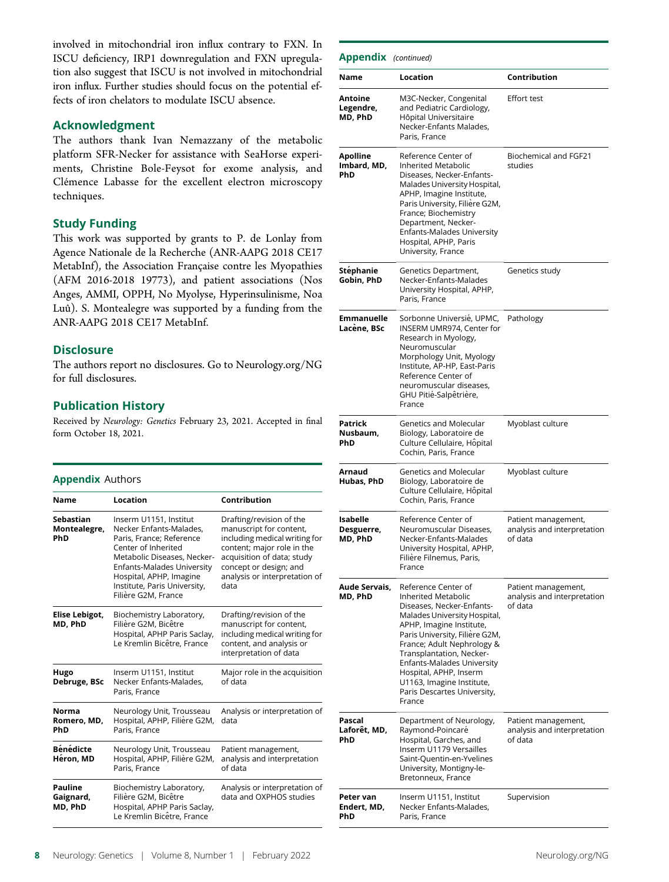involved in mitochondrial iron influx contrary to FXN. In ISCU deficiency, IRP1 downregulation and FXN upregulation also suggest that ISCU is not involved in mitochondrial iron influx. Further studies should focus on the potential effects of iron chelators to modulate ISCU absence.

## Acknowledgment

The authors thank Ivan Nemazzany of the metabolic platform SFR-Necker for assistance with SeaHorse experiments, Christine Bole-Feysot for exome analysis, and Clémence Labasse for the excellent electron microscopy techniques.

## Study Funding

This work was supported by grants to P. de Lonlay from Agence Nationale de la Recherche (ANR-AAPG 2018 CE17 MetabInf), the Association Française contre les Myopathies (AFM 2016-2018 19773), and patient associations (Nos Anges, AMMI, OPPH, No Myolyse, Hyperinsulinisme, Noa Luů). S. Montealegre was supported by a funding from the ANR-AAPG 2018 CE17 MetabInf.

## Disclosure

The authors report no disclosures. Go to Neurology.org/NG for full disclosures.

## Publication History

Received by *Neurology: Genetics* February 23, 2021. Accepted in final form October 18, 2021.

## Appendix Authors

| Name | Location | Contribution |
|---|---|---|
| **Sebastian Montealegre, PhD** | Inserm U1151, Institut Necker Enfants-Malades, Paris, France; Reference Center of Inherited Metabolic Diseases, Necker-Enfants-Malades University Hospital, APHP, Imagine Institute, Paris University, Filière G2M, France | Drafting/revision of the manuscript for content, including medical writing for content; major role in the acquisition of data; study concept or design; and analysis or interpretation of data |
| **Elise Lebigot, MD, PhD** | Biochemistry Laboratory, Filière G2M, Bicêtre Hospital, APHP Paris Saclay, Le Kremlin Bicêtre, France | Drafting/revision of the manuscript for content, including medical writing for content, and analysis or interpretation of data |
| **Hugo Debruge, BSc** | Inserm U1151, Institut Necker Enfants-Malades, Paris, France | Major role in the acquisition of data |
| **Norma Romero, MD, PhD** | Neurology Unit, Trousseau Hospital, APHP, Filière G2M, Paris, France | Analysis or interpretation of data |
| **Bénédicte Héron, MD** | Neurology Unit, Trousseau Hospital, APHP, Filière G2M, Paris, France | Patient management, analysis and interpretation of data |
| **Pauline Gaignard, MD, PhD** | Biochemistry Laboratory, Filière G2M, Bicêtre Hospital, APHP Paris Saclay, Le Kremlin Bicêtre, France | Analysis or interpretation of data and OXPHOS studies |
| **Antoine Legendre, MD, PhD** | M3C-Necker, Congenital and Pediatric Cardiology, Hôpital Universitaire Necker-Enfants Malades, Paris, France | Effort test |
| **Apolline Imbard, MD, PhD** | Reference Center of Inherited Metabolic Diseases, Necker-Enfants-Malades University Hospital, APHP, Imagine Institute, Paris University, Filière G2M, France; Biochemistry Department, Necker-Enfants-Malades University Hospital, APHP, Paris University, France | Biochemical and FGF21 studies |
| **Stéphanie Gobin, PhD** | Genetics Department, Necker-Enfants-Malades University Hospital, APHP, Paris, France | Genetics study |
| **Emmanuelle Lacène, BSc** | Sorbonne Université, UPMC, INSERM UMR974, Center for Research in Myology, Neuromuscular Morphology Unit, Myology Institute, AP-HP, East-Paris Reference Center of neuromuscular diseases, GHU Pitié-Salpêtrière, France | Pathology |
| **Patrick Nusbaum, PhD** | Genetics and Molecular Biology, Laboratoire de Culture Cellulaire, Hôpital Cochin, Paris, France | Myoblast culture |
| **Arnaud Hubas, PhD** | Genetics and Molecular Biology, Laboratoire de Culture Cellulaire, Hôpital Cochin, Paris, France | Myoblast culture |
| **Isabelle Desguerre, MD, PhD** | Reference Center of Neuromuscular Diseases, Necker-Enfants-Malades University Hospital, APHP, Filière Filnemus, Paris, France | Patient management, analysis and interpretation of data |
| **Aude Servais, MD, PhD** | Reference Center of Inherited Metabolic Diseases, Necker-Enfants-Malades University Hospital, APHP, Imagine Institute, Paris University, Filière G2M, France; Adult Nephrology & Transplantation, Necker-Enfants-Malades University Hospital, APHP, Inserm U1163, Imagine Institute, Paris Descartes University, France | Patient management, analysis and interpretation of data |
| **Pascal Laforêt, MD, PhD** | Department of Neurology, Raymond-Poincaré Hospital, Garches, and Inserm U1179 Versailles Saint-Quentin-en-Yvelines University, Montigny-le-Bretonneux, France | Patient management, analysis and interpretation of data |
| **Peter van Endert, MD, PhD** | Inserm U1151, Institut Necker Enfants-Malades, Paris, France | Supervision |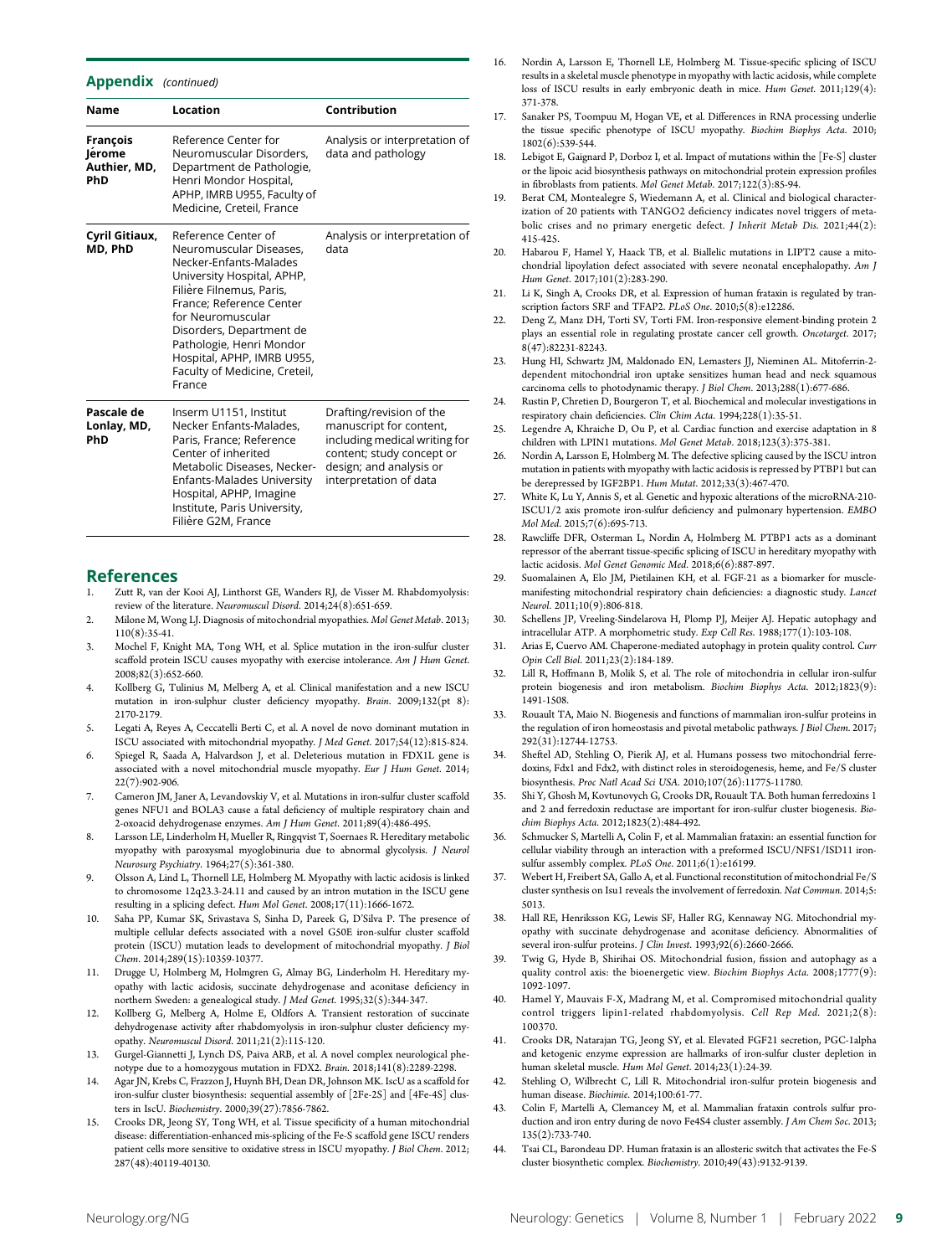## Appendix *(continued)*

| Name | Location | Contribution |
|---|---|---|
| **François Jérome Authier, MD, PhD** | Reference Center for Neuromuscular Disorders, Department de Pathologie, Henri Mondor Hospital, APHP, IMRB U955, Faculty of Medicine, Creteil, France | Analysis or interpretation of data and pathology |
| **Cyril Gitiaux, MD, PhD** | Reference Center of Neuromuscular Diseases, Necker-Enfants-Malades University Hospital, APHP, Filière Filnemus, Paris, France; Reference Center for Neuromuscular Disorders, Department de Pathologie, Henri Mondor Hospital, APHP, IMRB U955, Faculty of Medicine, Creteil, France | Analysis or interpretation of data |
| **Pascale de Lonlay, MD, PhD** | Inserm U1151, Institut Necker Enfants-Malades, Paris, France; Reference Center of inherited Metabolic Diseases, Necker-Enfants-Malades University Hospital, APHP, Imagine Institute, Paris University, Filière G2M, France | Drafting/revision of the manuscript for content, including medical writing for content; study concept or design; and analysis or interpretation of data |

## References

1. Zutt R, van der Kooi AJ, Linthorst GE, Wanders RJ, de Visser M. Rhabdomyolysis: review of the literature. *Neuromuscul Disord*. 2014;24(8):651-659.
2. Milone M, Wong LJ. Diagnosis of mitochondrial myopathies. *Mol Genet Metab*. 2013;110(8):35-41.
3. Mochel F, Knight MA, Tong WH, et al. Splice mutation in the iron-sulfur cluster scaffold protein ISCU causes myopathy with exercise intolerance. *Am J Hum Genet*. 2008;82(3):652-660.
4. Kollberg G, Tulinius M, Melberg A, et al. Clinical manifestation and a new ISCU mutation in iron-sulphur cluster deficiency myopathy. *Brain*. 2009;132(pt 8):2170-2179.
5. Legati A, Reyes A, Ceccatelli Berti C, et al. A novel de novo dominant mutation in ISCU associated with mitochondrial myopathy. *J Med Genet*. 2017;54(12):815-824.
6. Spiegel R, Saada A, Halvardson J, et al. Deleterious mutation in FDX1L gene is associated with a novel mitochondrial muscle myopathy. *Eur J Hum Genet*. 2014;22(7):902-906.
7. Cameron JM, Janer A, Levandovskiy V, et al. Mutations in iron-sulfur cluster scaffold genes NFU1 and BOLA3 cause a fatal deficiency of multiple respiratory chain and 2-oxoacid dehydrogenase enzymes. *Am J Hum Genet*. 2011;89(4):486-495.
8. Larsson LE, Linderholm H, Mueller R, Ringqvist T, Soernaes R. Hereditary metabolic myopathy with paroxysmal myoglobinuria due to abnormal glycolysis. *J Neurol Neurosurg Psychiatry*. 1964;27(5):361-380.
9. Olsson A, Lind L, Thornell LE, Holmberg M. Myopathy with lactic acidosis is linked to chromosome 12q23.3-24.11 and caused by an intron mutation in the ISCU gene resulting in a splicing defect. *Hum Mol Genet*. 2008;17(11):1666-1672.
10. Saha PP, Kumar SK, Srivastava S, Sinha D, Pareek G, D'Silva P. The presence of multiple cellular defects associated with a novel G50E iron-sulfur cluster scaffold protein (ISCU) mutation leads to development of mitochondrial myopathy. *J Biol Chem*. 2014;289(15):10359-10377.
11. Drugge U, Holmberg M, Holmgren G, Almay BG, Linderholm H. Hereditary myopathy with lactic acidosis, succinate dehydrogenase and aconitase deficiency in northern Sweden: a genealogical study. *J Med Genet*. 1995;32(5):344-347.
12. Kollberg G, Melberg A, Holme E, Oldfors A. Transient restoration of succinate dehydrogenase activity after rhabdomyolysis in iron-sulphur cluster deficiency myopathy. *Neuromuscul Disord*. 2011;21(2):115-120.
13. Gurgel-Giannetti J, Lynch DS, Paiva ARB, et al. A novel complex neurological phenotype due to a homozygous mutation in FDX2. *Brain*. 2018;141(8):2289-2298.
14. Agar JN, Krebs C, Frazzon J, Huynh BH, Dean DR, Johnson MK. IscU as a scaffold for iron-sulfur cluster biosynthesis: sequential assembly of [2Fe-2S] and [4Fe-4S] clusters in IscU. *Biochemistry*. 2000;39(27):7856-7862.
15. Crooks DR, Jeong SY, Tong WH, et al. Tissue specificity of a human mitochondrial disease: differentiation-enhanced mis-splicing of the Fe-S scaffold gene ISCU renders patient cells more sensitive to oxidative stress in ISCU myopathy. *J Biol Chem*. 2012;287(48):40119-40130.
16. Nordin A, Larsson E, Thornell LE, Holmberg M. Tissue-specific splicing of ISCU results in a skeletal muscle phenotype in myopathy with lactic acidosis, while complete loss of ISCU results in early embryonic death in mice. *Hum Genet*. 2011;129(4):371-378.
17. Sanaker PS, Toompuu M, Hogan VE, et al. Differences in RNA processing underlie the tissue specific phenotype of ISCU myopathy. *Biochim Biophys Acta*. 2010;1802(6):539-544.
18. Lebigot E, Gaignard P, Dorboz I, et al. Impact of mutations within the [Fe-S] cluster or the lipoic acid biosynthesis pathways on mitochondrial protein expression profiles in fibroblasts from patients. *Mol Genet Metab*. 2017;122(3):85-94.
19. Berat CM, Montealegre S, Wiedemann A, et al. Clinical and biological characterization of 20 patients with TANGO2 deficiency indicates novel triggers of metabolic crises and no primary energetic defect. *J Inherit Metab Dis*. 2021;44(2):415-425.
20. Habarou F, Hamel Y, Haack TB, et al. Biallelic mutations in LIPT2 cause a mitochondrial lipoylation defect associated with severe neonatal encephalopathy. *Am J Hum Genet*. 2017;101(2):283-290.
21. Li K, Singh A, Crooks DR, et al. Expression of human frataxin is regulated by transcription factors SRF and TFAP2. *PLoS One*. 2010;5(8):e12286.
22. Deng Z, Manz DH, Torti SV, Torti FM. Iron-responsive element-binding protein 2 plays an essential role in regulating prostate cancer cell growth. *Oncotarget*. 2017;8(47):82231-82243.
23. Hung HI, Schwartz JM, Maldonado EN, Lemasters JJ, Nieminen AL. Mitoferrin-2-dependent mitochondrial iron uptake sensitizes human head and neck squamous carcinoma cells to photodynamic therapy. *J Biol Chem*. 2013;288(1):677-686.
24. Rustin P, Chretien D, Bourgeron T, et al. Biochemical and molecular investigations in respiratory chain deficiencies. *Clin Chim Acta*. 1994;228(1):35-51.
25. Legendre A, Khraiche D, Ou P, et al. Cardiac function and exercise adaptation in 8 children with LPIN1 mutations. *Mol Genet Metab*. 2018;123(3):375-381.
26. Nordin A, Larsson E, Holmberg M. The defective splicing caused by the ISCU intron mutation in patients with myopathy with lactic acidosis is repressed by PTBP1 but can be derepressed by IGF2BP1. *Hum Mutat*. 2012;33(3):467-470.
27. White K, Lu Y, Annis S, et al. Genetic and hypoxic alterations of the microRNA-210-ISCU1/2 axis promote iron-sulfur deficiency and pulmonary hypertension. *EMBO Mol Med*. 2015;7(6):695-713.
28. Rawcliffe DFR, Osterman L, Nordin A, Holmberg M. PTBP1 acts as a dominant repressor of the aberrant tissue-specific splicing of ISCU in hereditary myopathy with lactic acidosis. *Mol Genet Genomic Med*. 2018;6(6):887-897.
29. Suomalainen A, Elo JM, Pietilainen KH, et al. FGF-21 as a biomarker for muscle-manifesting mitochondrial respiratory chain deficiencies: a diagnostic study. *Lancet Neurol*. 2011;10(9):806-818.
30. Schellens JP, Vreeling-Sindelarova H, Plomp PJ, Meijer AJ. Hepatic autophagy and intracellular ATP. A morphometric study. *Exp Cell Res*. 1988;177(1):103-108.
31. Arias E, Cuervo AM. Chaperone-mediated autophagy in protein quality control. *Curr Opin Cell Biol*. 2011;23(2):184-189.
32. Lill R, Hoffmann B, Molik S, et al. The role of mitochondria in cellular iron-sulfur protein biogenesis and iron metabolism. *Biochim Biophys Acta*. 2012;1823(9):1491-1508.
33. Rouault TA, Maio N. Biogenesis and functions of mammalian iron-sulfur proteins in the regulation of iron homeostasis and pivotal metabolic pathways. *J Biol Chem*. 2017;292(31):12744-12753.
34. Sheftel AD, Stehling O, Pierik AJ, et al. Humans possess two mitochondrial ferredoxins, Fdx1 and Fdx2, with distinct roles in steroidogenesis, heme, and Fe/S cluster biosynthesis. *Proc Natl Acad Sci USA*. 2010;107(26):11775-11780.
35. Shi Y, Ghosh M, Kovtunovych G, Crooks DR, Rouault TA. Both human ferredoxins 1 and 2 and ferredoxin reductase are important for iron-sulfur cluster biogenesis. *Biochim Biophys Acta*. 2012;1823(2):484-492.
36. Schmucker S, Martelli A, Colin F, et al. Mammalian frataxin: an essential function for cellular viability through an interaction with a preformed ISCU/NFS1/ISD11 iron-sulfur assembly complex. *PLoS One*. 2011;6(1):e16199.
37. Webert H, Freibert SA, Gallo A, et al. Functional reconstitution of mitochondrial Fe/S cluster synthesis on Isu1 reveals the involvement of ferredoxin. *Nat Commun*. 2014;5:5013.
38. Hall RE, Henriksson KG, Lewis SF, Haller RG, Kennaway NG. Mitochondrial myopathy with succinate dehydrogenase and aconitase deficiency. Abnormalities of several iron-sulfur proteins. *J Clin Invest*. 1993;92(6):2660-2666.
39. Twig G, Hyde B, Shirihai OS. Mitochondrial fusion, fission and autophagy as a quality control axis: the bioenergetic view. *Biochim Biophys Acta*. 2008;1777(9):1092-1097.
40. Hamel Y, Mauvais F-X, Madrang M, et al. Compromised mitochondrial quality control triggers lipin1-related rhabdomyolysis. *Cell Rep Med*. 2021;2(8):100370.
41. Crooks DR, Natarajan TG, Jeong SY, et al. Elevated FGF21 secretion, PGC-1alpha and ketogenic enzyme expression are hallmarks of iron-sulfur cluster depletion in human skeletal muscle. *Hum Mol Genet*. 2014;23(1):24-39.
42. Stehling O, Wilbrecht C, Lill R. Mitochondrial iron-sulfur protein biogenesis and human disease. *Biochimie*. 2014;100:61-77.
43. Colin F, Martelli A, Clemancey M, et al. Mammalian frataxin controls sulfur production and iron entry during de novo Fe4S4 cluster assembly. *J Am Chem Soc*. 2013;135(2):733-740.
44. Tsai CL, Barondeau DP. Human frataxin is an allosteric switch that activates the Fe-S cluster biosynthetic complex. *Biochemistry*. 2010;49(43):9132-9139.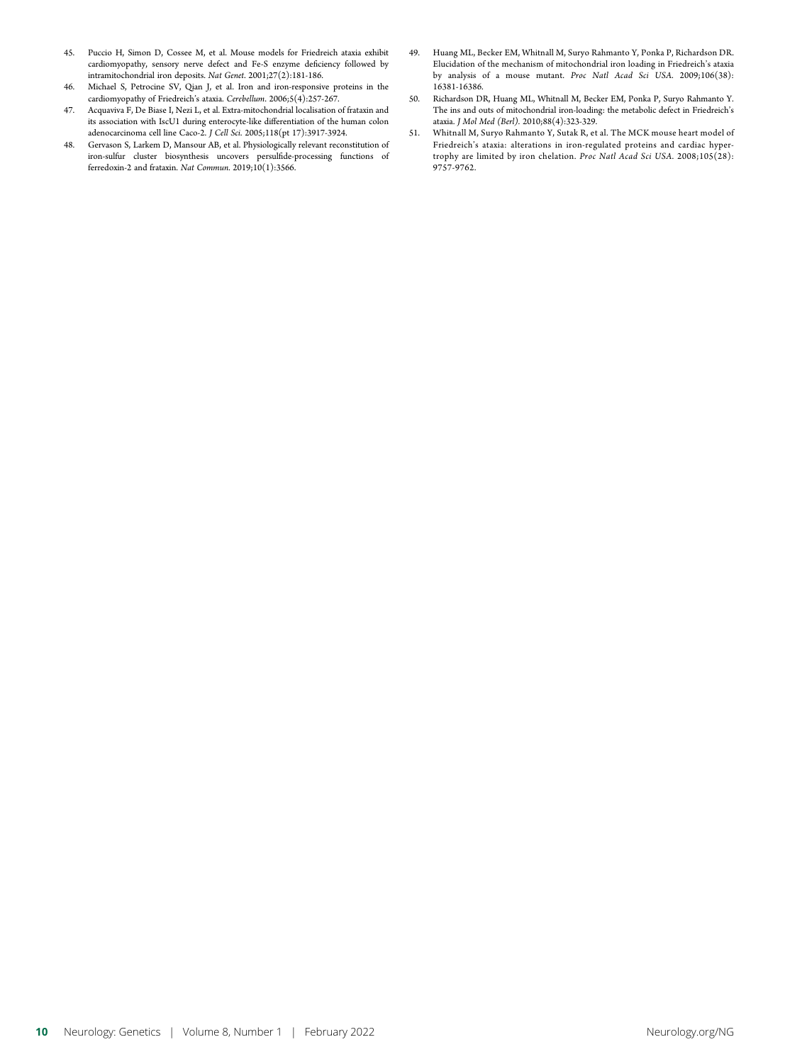45. Puccio H, Simon D, Cossee M, et al. Mouse models for Friedreich ataxia exhibit cardiomyopathy, sensory nerve defect and Fe-S enzyme deficiency followed by intramitochondrial iron deposits. *Nat Genet*. 2001;27(2):181-186.
46. Michael S, Petrocine SV, Qian J, et al. Iron and iron-responsive proteins in the cardiomyopathy of Friedreich's ataxia. *Cerebellum*. 2006;5(4):257-267.
47. Acquaviva F, De Biase I, Nezi L, et al. Extra-mitochondrial localisation of frataxin and its association with IscU1 during enterocyte-like differentiation of the human colon adenocarcinoma cell line Caco-2. *J Cell Sci*. 2005;118(pt 17):3917-3924.
48. Gervason S, Larkem D, Mansour AB, et al. Physiologically relevant reconstitution of iron-sulfur cluster biosynthesis uncovers persulfide-processing functions of ferredoxin-2 and frataxin. *Nat Commun*. 2019;10(1):3566.
49. Huang ML, Becker EM, Whitnall M, Suryo Rahmanto Y, Ponka P, Richardson DR. Elucidation of the mechanism of mitochondrial iron loading in Friedreich's ataxia by analysis of a mouse mutant. *Proc Natl Acad Sci USA*. 2009;106(38):16381-16386.
50. Richardson DR, Huang ML, Whitnall M, Becker EM, Ponka P, Suryo Rahmanto Y. The ins and outs of mitochondrial iron-loading: the metabolic defect in Friedreich's ataxia. *J Mol Med (Berl)*. 2010;88(4):323-329.
51. Whitnall M, Suryo Rahmanto Y, Sutak R, et al. The MCK mouse heart model of Friedreich's ataxia: alterations in iron-regulated proteins and cardiac hypertrophy are limited by iron chelation. *Proc Natl Acad Sci USA*. 2008;105(28):9757-9762.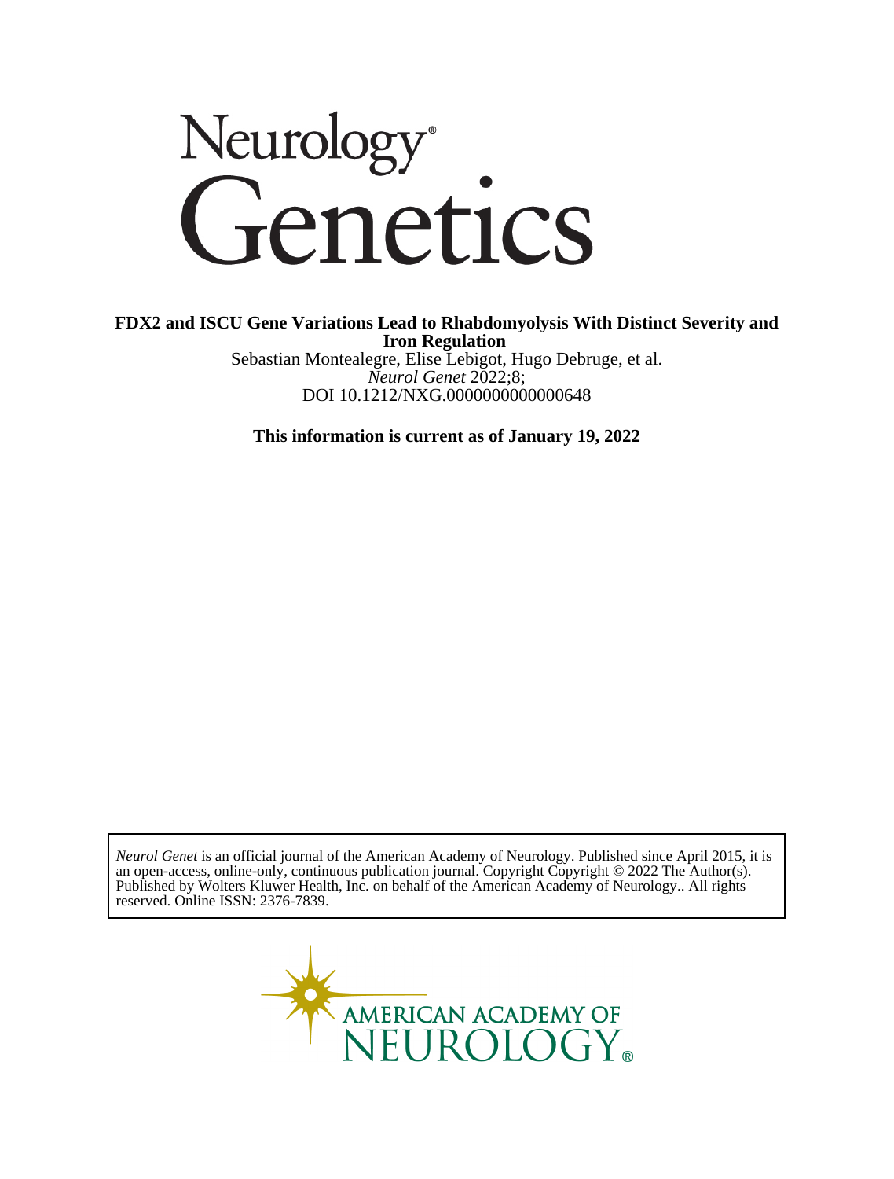# Neurology® Genetics

**FDX2 and ISCU Gene Variations Lead to Rhabdomyolysis With Distinct Severity and Iron Regulation**

Sebastian Montealegre, Elise Lebigot, Hugo Debruge, et al.

*Neurol Genet* 2022;8;

DOI 10.1212/NXG.0000000000000648

**This information is current as of January 19, 2022**

*Neurol Genet* is an official journal of the American Academy of Neurology. Published since April 2015, it is an open-access, online-only, continuous publication journal. Copyright Copyright © 2022 The Author(s). Published by Wolters Kluwer Health, Inc. on behalf of the American Academy of Neurology.. All rights reserved. Online ISSN: 2376-7839.

AMERICAN ACADEMY OF NEUROLOGY®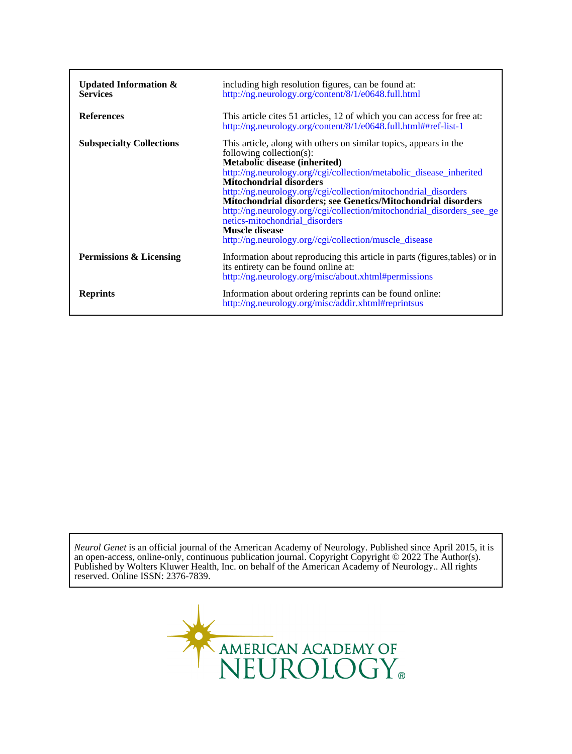| | |
|---|---|
| **Updated Information & Services** | including high resolution figures, can be found at: http://ng.neurology.org/content/8/1/e0648.full.html |
| **References** | This article cites 51 articles, 12 of which you can access for free at: http://ng.neurology.org/content/8/1/e0648.full.html##ref-list-1 |
| **Subspecialty Collections** | This article, along with others on similar topics, appears in the following collection(s): **Metabolic disease (inherited)** http://ng.neurology.org//cgi/collection/metabolic_disease_inherited **Mitochondrial disorders** http://ng.neurology.org//cgi/collection/mitochondrial_disorders **Mitochondrial disorders; see Genetics/Mitochondrial disorders** http://ng.neurology.org//cgi/collection/mitochondrial_disorders_see_genetics-mitochondrial_disorders **Muscle disease** http://ng.neurology.org//cgi/collection/muscle_disease |
| **Permissions & Licensing** | Information about reproducing this article in parts (figures,tables) or in its entirety can be found online at: http://ng.neurology.org/misc/about.xhtml#permissions |
| **Reprints** | Information about ordering reprints can be found online: http://ng.neurology.org/misc/addir.xhtml#reprintsus |

*Neurol Genet* is an official journal of the American Academy of Neurology. Published since April 2015, it is an open-access, online-only, continuous publication journal. Copyright Copyright © 2022 The Author(s). Published by Wolters Kluwer Health, Inc. on behalf of the American Academy of Neurology.. All rights reserved. Online ISSN: 2376-7839.

AMERICAN ACADEMY OF NEUROLOGY®